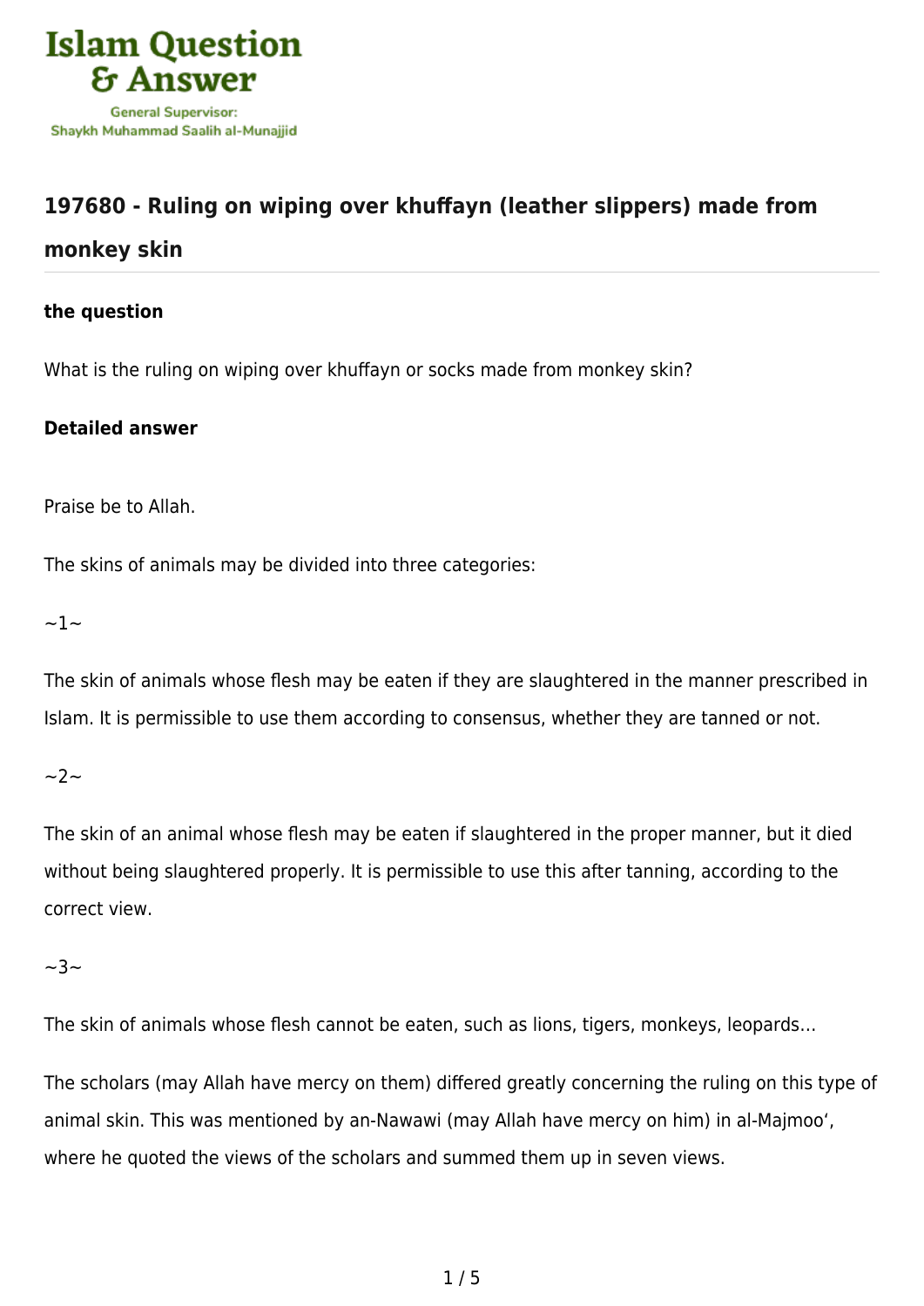# 197680 - Ruling on wiping over khuffayn (leather slippers) made from monkey skin

**the question**

What is the ruling on wiping over khuffayn or socks made from monkey skin?

**Detailed answer**

Praise be to Allah.

The skins of animals may be divided into three categories:

~1~

The skin of animals whose flesh may be eaten if they are slaughtered in the manner prescribed in Islam. It is permissible to use them according to consensus, whether they are tanned or not.

~2~

The skin of an animal whose flesh may be eaten if slaughtered in the proper manner, but it died without being slaughtered properly. It is permissible to use this after tanning, according to the correct view.

~3~

The skin of animals whose flesh cannot be eaten, such as lions, tigers, monkeys, leopards…

The scholars (may Allah have mercy on them) differed greatly concerning the ruling on this type of animal skin. This was mentioned by an-Nawawi (may Allah have mercy on him) in al-Majmoo', where he quoted the views of the scholars and summed them up in seven views.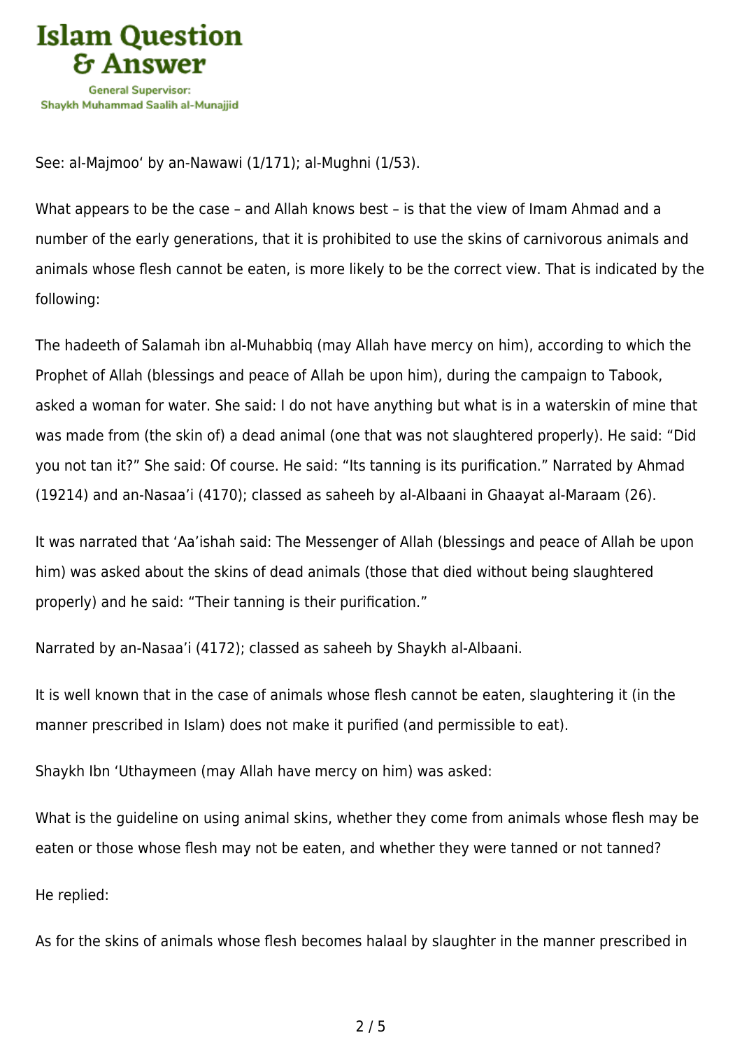See: al-Majmoo‘ by an-Nawawi (1/171); al-Mughni (1/53).

What appears to be the case – and Allah knows best – is that the view of Imam Ahmad and a number of the early generations, that it is prohibited to use the skins of carnivorous animals and animals whose flesh cannot be eaten, is more likely to be the correct view. That is indicated by the following:

The hadeeth of Salamah ibn al-Muhabbiq (may Allah have mercy on him), according to which the Prophet of Allah (blessings and peace of Allah be upon him), during the campaign to Tabook, asked a woman for water. She said: I do not have anything but what is in a waterskin of mine that was made from (the skin of) a dead animal (one that was not slaughtered properly). He said: “Did you not tan it?” She said: Of course. He said: “Its tanning is its purification.” Narrated by Ahmad (19214) and an-Nasaa’i (4170); classed as saheeh by al-Albaani in Ghaayat al-Maraam (26).

It was narrated that ‘Aa’ishah said: The Messenger of Allah (blessings and peace of Allah be upon him) was asked about the skins of dead animals (those that died without being slaughtered properly) and he said: “Their tanning is their purification.”

Narrated by an-Nasaa’i (4172); classed as saheeh by Shaykh al-Albaani.

It is well known that in the case of animals whose flesh cannot be eaten, slaughtering it (in the manner prescribed in Islam) does not make it purified (and permissible to eat).

Shaykh Ibn ‘Uthaymeen (may Allah have mercy on him) was asked:

What is the guideline on using animal skins, whether they come from animals whose flesh may be eaten or those whose flesh may not be eaten, and whether they were tanned or not tanned?

He replied:

As for the skins of animals whose flesh becomes halaal by slaughter in the manner prescribed in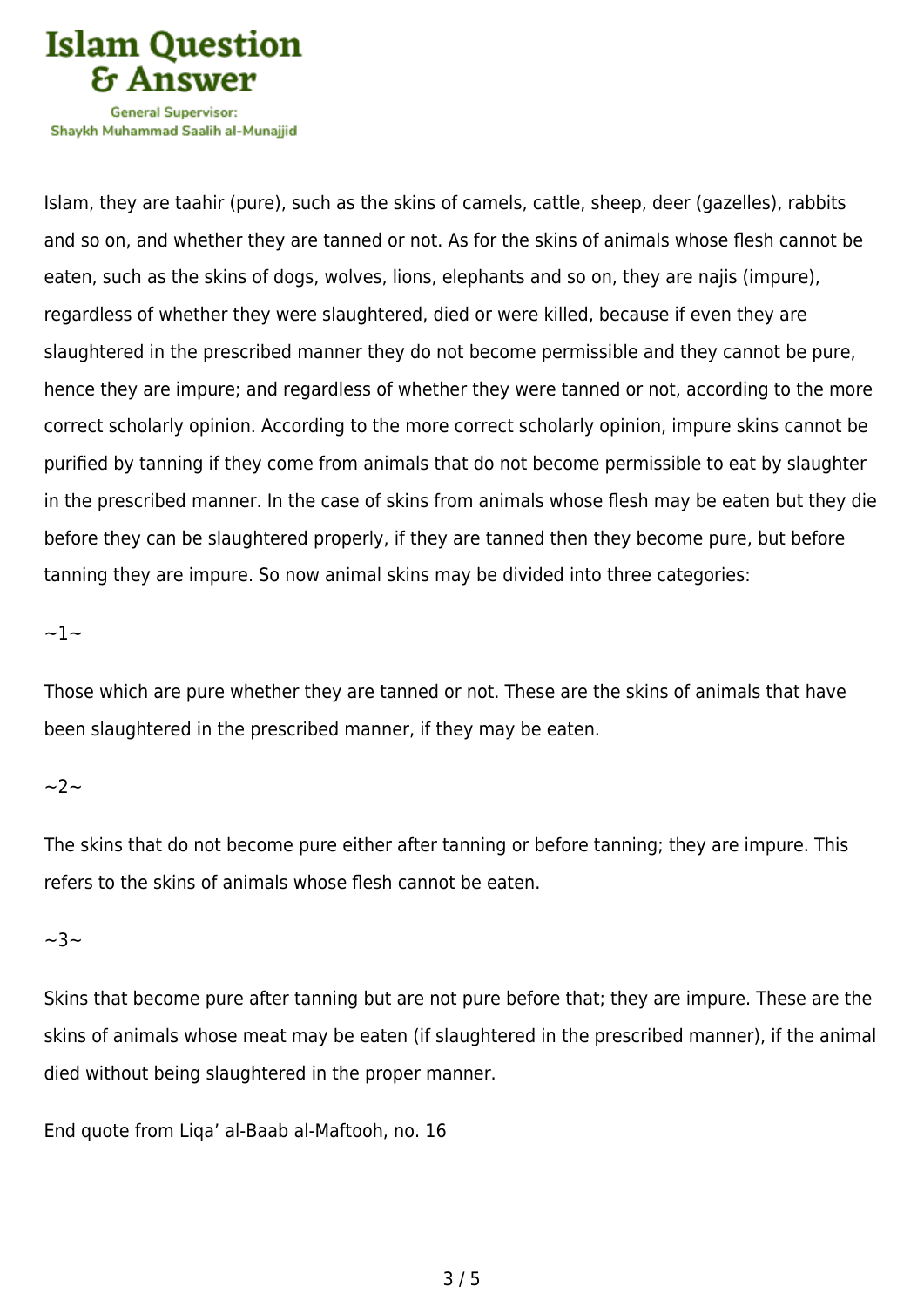Islam, they are taahir (pure), such as the skins of camels, cattle, sheep, deer (gazelles), rabbits and so on, and whether they are tanned or not. As for the skins of animals whose flesh cannot be eaten, such as the skins of dogs, wolves, lions, elephants and so on, they are najis (impure), regardless of whether they were slaughtered, died or were killed, because if even they are slaughtered in the prescribed manner they do not become permissible and they cannot be pure, hence they are impure; and regardless of whether they were tanned or not, according to the more correct scholarly opinion. According to the more correct scholarly opinion, impure skins cannot be purified by tanning if they come from animals that do not become permissible to eat by slaughter in the prescribed manner. In the case of skins from animals whose flesh may be eaten but they die before they can be slaughtered properly, if they are tanned then they become pure, but before tanning they are impure. So now animal skins may be divided into three categories:

~1~

Those which are pure whether they are tanned or not. These are the skins of animals that have been slaughtered in the prescribed manner, if they may be eaten.

~2~

The skins that do not become pure either after tanning or before tanning; they are impure. This refers to the skins of animals whose flesh cannot be eaten.

~3~

Skins that become pure after tanning but are not pure before that; they are impure. These are the skins of animals whose meat may be eaten (if slaughtered in the prescribed manner), if the animal died without being slaughtered in the proper manner.

End quote from Liqa' al-Baab al-Maftooh, no. 16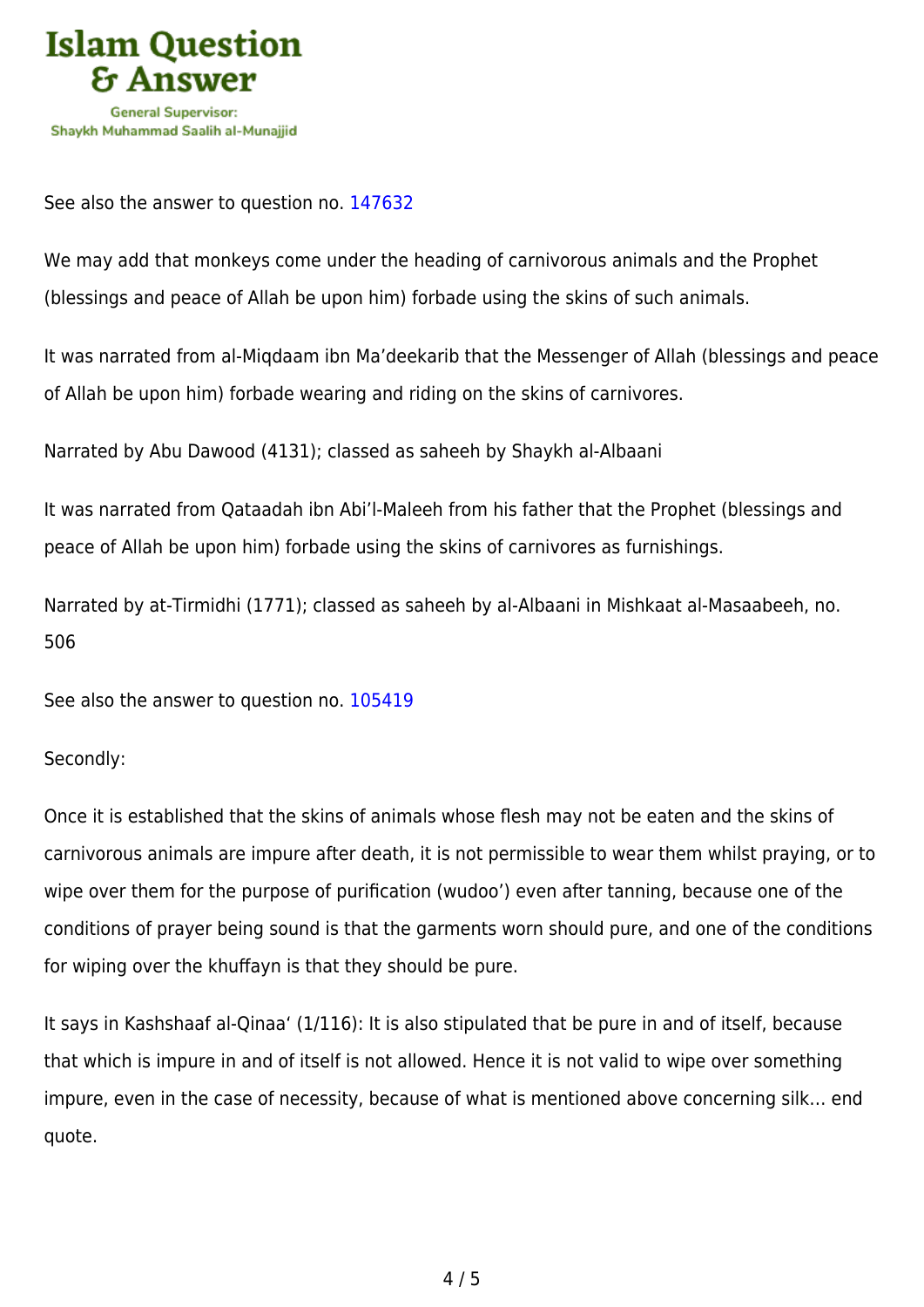See also the answer to question no. 147632

We may add that monkeys come under the heading of carnivorous animals and the Prophet (blessings and peace of Allah be upon him) forbade using the skins of such animals.

It was narrated from al-Miqdaam ibn Ma'deekarib that the Messenger of Allah (blessings and peace of Allah be upon him) forbade wearing and riding on the skins of carnivores.

Narrated by Abu Dawood (4131); classed as saheeh by Shaykh al-Albaani

It was narrated from Qataadah ibn Abi'l-Maleeh from his father that the Prophet (blessings and peace of Allah be upon him) forbade using the skins of carnivores as furnishings.

Narrated by at-Tirmidhi (1771); classed as saheeh by al-Albaani in Mishkaat al-Masaabeeh, no. 506

See also the answer to question no. 105419

Secondly:

Once it is established that the skins of animals whose flesh may not be eaten and the skins of carnivorous animals are impure after death, it is not permissible to wear them whilst praying, or to wipe over them for the purpose of purification (wudoo') even after tanning, because one of the conditions of prayer being sound is that the garments worn should pure, and one of the conditions for wiping over the khuffayn is that they should be pure.

It says in Kashshaaf al-Qinaa' (1/116): It is also stipulated that be pure in and of itself, because that which is impure in and of itself is not allowed. Hence it is not valid to wipe over something impure, even in the case of necessity, because of what is mentioned above concerning silk… end quote.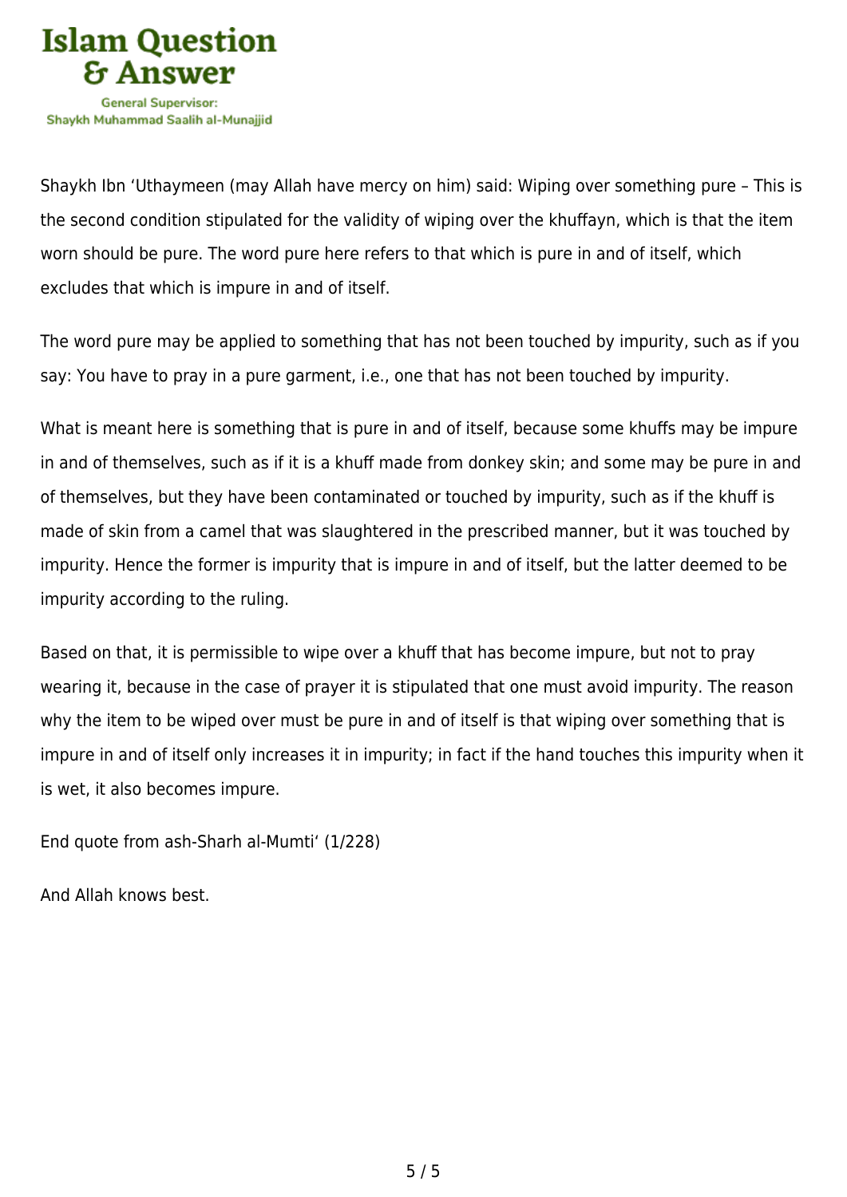Shaykh Ibn 'Uthaymeen (may Allah have mercy on him) said: Wiping over something pure – This is the second condition stipulated for the validity of wiping over the khuffayn, which is that the item worn should be pure. The word pure here refers to that which is pure in and of itself, which excludes that which is impure in and of itself.

The word pure may be applied to something that has not been touched by impurity, such as if you say: You have to pray in a pure garment, i.e., one that has not been touched by impurity.

What is meant here is something that is pure in and of itself, because some khuffs may be impure in and of themselves, such as if it is a khuff made from donkey skin; and some may be pure in and of themselves, but they have been contaminated or touched by impurity, such as if the khuff is made of skin from a camel that was slaughtered in the prescribed manner, but it was touched by impurity. Hence the former is impurity that is impure in and of itself, but the latter deemed to be impurity according to the ruling.

Based on that, it is permissible to wipe over a khuff that has become impure, but not to pray wearing it, because in the case of prayer it is stipulated that one must avoid impurity. The reason why the item to be wiped over must be pure in and of itself is that wiping over something that is impure in and of itself only increases it in impurity; in fact if the hand touches this impurity when it is wet, it also becomes impure.

End quote from ash-Sharh al-Mumti' (1/228)

And Allah knows best.